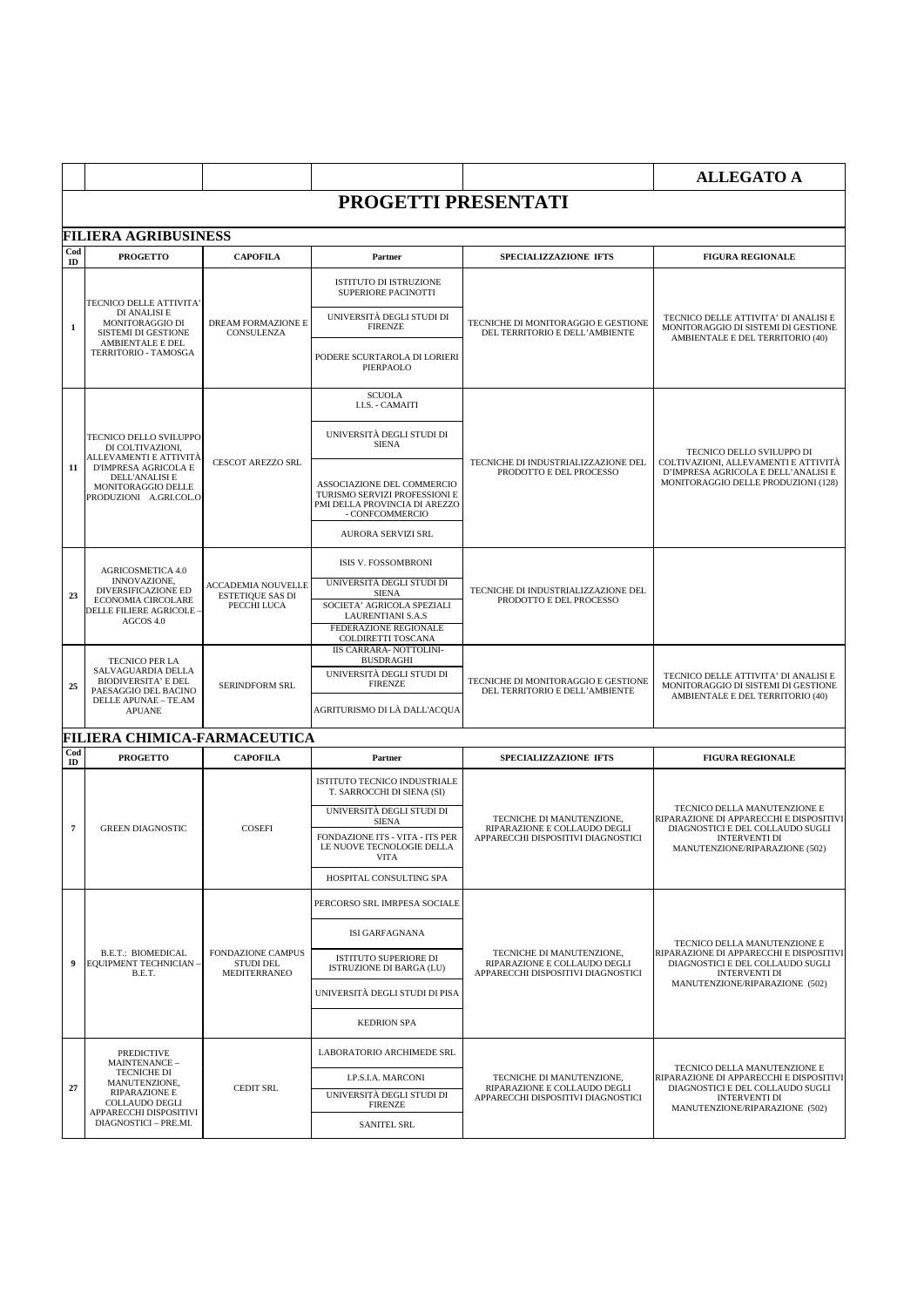**ALLEGATO A**

# PROGETTI PRESENTATI

## FILIERA AGRIBUSINESS

| Cod ID | PROGETTO | CAPOFILA | Partner | SPECIALIZZAZIONE IFTS | FIGURA REGIONALE |
|---|---|---|---|---|---|
| 1 | TECNICO DELLE ATTIVITA' DI ANALISI E MONITORAGGIO DI SISTEMI DI GESTIONE AMBIENTALE E DEL TERRITORIO - TAMOSGA | DREAM FORMAZIONE E CONSULENZA | ISTITUTO DI ISTRUZIONE SUPERIORE PACINOTTI<br>UNIVERSITÀ DEGLI STUDI DI FIRENZE<br>PODERE SCURTAROLA DI LORIERI PIERPAOLO | TECNICHE DI MONITORAGGIO E GESTIONE DEL TERRITORIO E DELL'AMBIENTE | TECNICO DELLE ATTIVITA' DI ANALISI E MONITORAGGIO DI SISTEMI DI GESTIONE AMBIENTALE E DEL TERRITORIO (40) |
| 11 | TECNICO DELLO SVILUPPO DI COLTIVAZIONI, ALLEVAMENTI E ATTIVITÀ D'IMPRESA AGRICOLA E DELL'ANALISI E MONITORAGGIO DELLE PRODUZIONI A.GRI.COL.O | CESCOT AREZZO SRL | SCUOLA I.I.S. - CAMAITI<br>UNIVERSITÀ DEGLI STUDI DI SIENA<br>ASSOCIAZIONE DEL COMMERCIO TURISMO SERVIZI PROFESSIONI E PMI DELLA PROVINCIA DI AREZZO - CONFCOMMERCIO<br>AURORA SERVIZI SRL | TECNICHE DI INDUSTRIALIZZAZIONE DEL PRODOTTO E DEL PROCESSO | TECNICO DELLO SVILUPPO DI COLTIVAZIONI, ALLEVAMENTI E ATTIVITÀ D'IMPRESA AGRICOLA E DELL'ANALISI E MONITORAGGIO DELLE PRODUZIONI (128) |
| 23 | AGRICOSMETICA 4.0 INNOVAZIONE, DIVERSIFICAZIONE ED ECONOMIA CIRCOLARE DELLE FILIERE AGRICOLE – AGCOS 4.0 | ACCADEMIA NOUVELLE ESTETIQUE SAS DI PECCHI LUCA | ISIS V. FOSSOMBRONI<br>UNIVERSITÀ DEGLI STUDI DI SIENA<br>SOCIETA' AGRICOLA SPEZIALI LAURENTIANI S.A.S<br>FEDERAZIONE REGIONALE COLDIRETTI TOSCANA | TECNICHE DI INDUSTRIALIZZAZIONE DEL PRODOTTO E DEL PROCESSO | |
| 25 | TECNICO PER LA SALVAGUARDIA DELLA BIODIVERSITA' E DEL PAESAGGIO DEL BACINO DELLE APUNAE – TE.AM APUANE | SERINDFORM SRL | IIS CARRARA- NOTTOLINI-BUSDRAGHI<br>UNIVERSITÀ DEGLI STUDI DI FIRENZE<br>AGRITURISMO DI LÀ DALL'ACQUA | TECNICHE DI MONITORAGGIO E GESTIONE DEL TERRITORIO E DELL'AMBIENTE | TECNICO DELLE ATTIVITA' DI ANALISI E MONITORAGGIO DI SISTEMI DI GESTIONE AMBIENTALE E DEL TERRITORIO (40) |

## FILIERA CHIMICA-FARMACEUTICA

| Cod ID | PROGETTO | CAPOFILA | Partner | SPECIALIZZAZIONE IFTS | FIGURA REGIONALE |
|---|---|---|---|---|---|
| 7 | GREEN DIAGNOSTIC | COSEFI | ISTITUTO TECNICO INDUSTRIALE T. SARROCCHI DI SIENA (SI)<br>UNIVERSITÀ DEGLI STUDI DI SIENA<br>FONDAZIONE ITS - VITA - ITS PER LE NUOVE TECNOLOGIE DELLA VITA<br>HOSPITAL CONSULTING SPA | TECNICHE DI MANUTENZIONE, RIPARAZIONE E COLLAUDO DEGLI APPARECCHI DISPOSITIVI DIAGNOSTICI | TECNICO DELLA MANUTENZIONE E RIPARAZIONE DI APPARECCHI E DISPOSITIVI DIAGNOSTICI E DEL COLLAUDO SUGLI INTERVENTI DI MANUTENZIONE/RIPARAZIONE (502) |
| 9 | B.E.T.: BIOMEDICAL EQUIPMENT TECHNICIAN – B.E.T. | FONDAZIONE CAMPUS STUDI DEL MEDITERRANEO | PERCORSO SRL IMRPESA SOCIALE<br>ISI GARFAGNANA<br>ISTITUTO SUPERIORE DI ISTRUZIONE DI BARGA (LU)<br>UNIVERSITÀ DEGLI STUDI DI PISA<br>KEDRION SPA | TECNICHE DI MANUTENZIONE, RIPARAZIONE E COLLAUDO DEGLI APPARECCHI DISPOSITIVI DIAGNOSTICI | TECNICO DELLA MANUTENZIONE E RIPARAZIONE DI APPARECCHI E DISPOSITIVI DIAGNOSTICI E DEL COLLAUDO SUGLI INTERVENTI DI MANUTENZIONE/RIPARAZIONE (502) |
| 27 | PREDICTIVE MAINTENANCE – TECNICHE DI MANUTENZIONE, RIPARAZIONE E COLLAUDO DEGLI APPARECCHI DISPOSITIVI DIAGNOSTICI – PRE.MI. | CEDIT SRL | LABORATORIO ARCHIMEDE SRL<br>I.P.S.I.A. MARCONI<br>UNIVERSITÀ DEGLI STUDI DI FIRENZE<br>SANITEL SRL | TECNICHE DI MANUTENZIONE, RIPARAZIONE E COLLAUDO DEGLI APPARECCHI DISPOSITIVI DIAGNOSTICI | TECNICO DELLA MANUTENZIONE E RIPARAZIONE DI APPARECCHI E DISPOSITIVI DIAGNOSTICI E DEL COLLAUDO SUGLI INTERVENTI DI MANUTENZIONE/RIPARAZIONE (502) |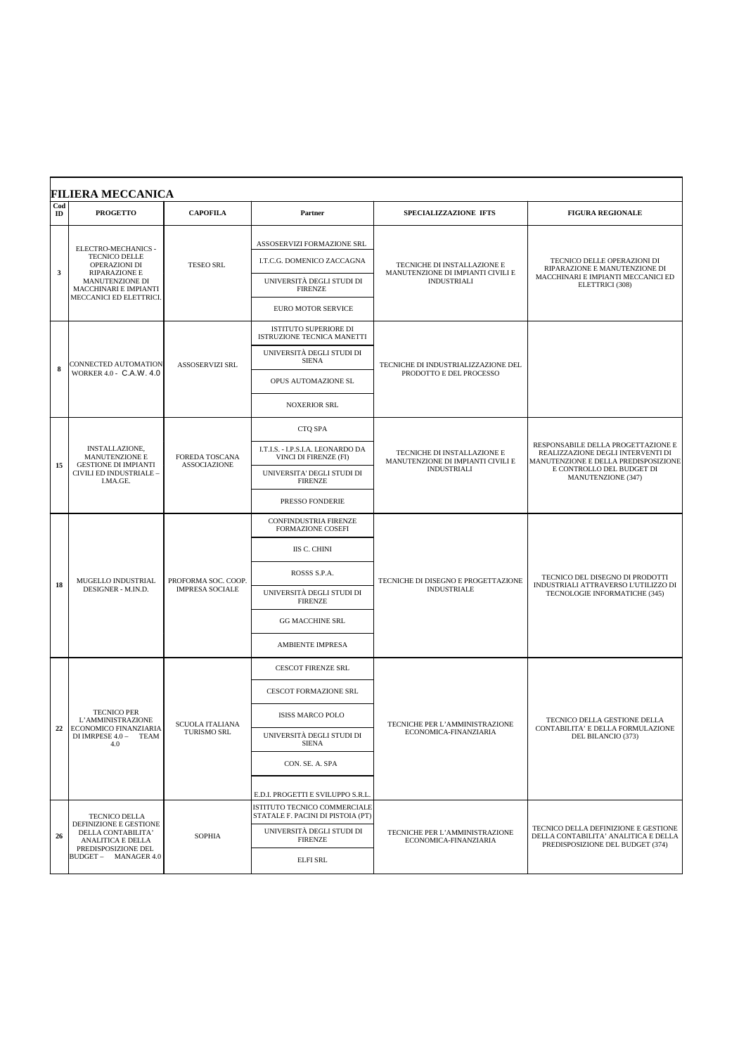## FILIERA MECCANICA

| Cod ID | PROGETTO | CAPOFILA | Partner | SPECIALIZZAZIONE IFTS | FIGURA REGIONALE |
|---|---|---|---|---|---|
| 3 | ELECTRO-MECHANICS - TECNICO DELLE OPERAZIONI DI RIPARAZIONE E MANUTENZIONE DI MACCHINARI E IMPIANTI MECCANICI ED ELETTRICI. | TESEO SRL | ASSOSERVIZI FORMAZIONE SRL | TECNICHE DI INSTALLAZIONE E MANUTENZIONE DI IMPIANTI CIVILI E INDUSTRIALI | TECNICO DELLE OPERAZIONI DI RIPARAZIONE E MANUTENZIONE DI MACCHINARI E IMPIANTI MECCANICI ED ELETTRICI (308) |
| | | | I.T.C.G. DOMENICO ZACCAGNA | | |
| | | | UNIVERSITÀ DEGLI STUDI DI FIRENZE | | |
| | | | EURO MOTOR SERVICE | | |
| 8 | CONNECTED AUTOMATION WORKER 4.0 - C.A.W. 4.0 | ASSOSERVIZI SRL | ISTITUTO SUPERIORE DI ISTRUZIONE TECNICA MANETTI | TECNICHE DI INDUSTRIALIZZAZIONE DEL PRODOTTO E DEL PROCESSO | |
| | | | UNIVERSITÀ DEGLI STUDI DI SIENA | | |
| | | | OPUS AUTOMAZIONE SL | | |
| | | | NOXERIOR SRL | | |
| 15 | INSTALLAZIONE, MANUTENZIONE E GESTIONE DI IMPIANTI CIVILI ED INDUSTRIALE – I.MA.GE. | FOREDA TOSCANA ASSOCIAZIONE | CTQ SPA | TECNICHE DI INSTALLAZIONE E MANUTENZIONE DI IMPIANTI CIVILI E INDUSTRIALI | RESPONSABILE DELLA PROGETTAZIONE E REALIZZAZIONE DEGLI INTERVENTI DI MANUTENZIONE E DELLA PREDISPOSIZIONE E CONTROLLO DEL BUDGET DI MANUTENZIONE (347) |
| | | | I.T.I.S. - I.P.S.I.A. LEONARDO DA VINCI DI FIRENZE (FI) | | |
| | | | UNIVERSITA' DEGLI STUDI DI FIRENZE | | |
| | | | PRESSO FONDERIE | | |
| 18 | MUGELLO INDUSTRIAL DESIGNER - M.IN.D. | PROFORMA SOC. COOP. IMPRESA SOCIALE | CONFINDUSTRIA FIRENZE FORMAZIONE COSEFI | TECNICHE DI DISEGNO E PROGETTAZIONE INDUSTRIALE | TECNICO DEL DISEGNO DI PRODOTTI INDUSTRIALI ATTRAVERSO L'UTILIZZO DI TECNOLOGIE INFORMATICHE (345) |
| | | | IIS C. CHINI | | |
| | | | ROSSS S.P.A. | | |
| | | | UNIVERSITÀ DEGLI STUDI DI FIRENZE | | |
| | | | GG MACCHINE SRL | | |
| | | | AMBIENTE IMPRESA | | |
| 22 | TECNICO PER L'AMMINISTRAZIONE ECONOMICO FINANZIARIA DI IMRPESE 4.0 – TEAM 4.0 | SCUOLA ITALIANA TURISMO SRL | CESCOT FIRENZE SRL | TECNICHE PER L'AMMINISTRAZIONE ECONOMICA-FINANZIARIA | TECNICO DELLA GESTIONE DELLA CONTABILITA' E DELLA FORMULAZIONE DEL BILANCIO (373) |
| | | | CESCOT FORMAZIONE SRL | | |
| | | | ISISS MARCO POLO | | |
| | | | UNIVERSITÀ DEGLI STUDI DI SIENA | | |
| | | | CON. SE. A. SPA | | |
| | | | E.D.I. PROGETTI E SVILUPPO S.R.L. | | |
| 26 | TECNICO DELLA DEFINIZIONE E GESTIONE DELLA CONTABILITA' ANALITICA E DELLA PREDISPOSIZIONE DEL BUDGET – MANAGER 4.0 | SOPHIA | ISTITUTO TECNICO COMMERCIALE STATALE F. PACINI DI PISTOIA (PT) | TECNICHE PER L'AMMINISTRAZIONE ECONOMICA-FINANZIARIA | TECNICO DELLA DEFINIZIONE E GESTIONE DELLA CONTABILITA' ANALITICA E DELLA PREDISPOSIZIONE DEL BUDGET (374) |
| | | | UNIVERSITÀ DEGLI STUDI DI FIRENZE | | |
| | | | ELFI SRL | | |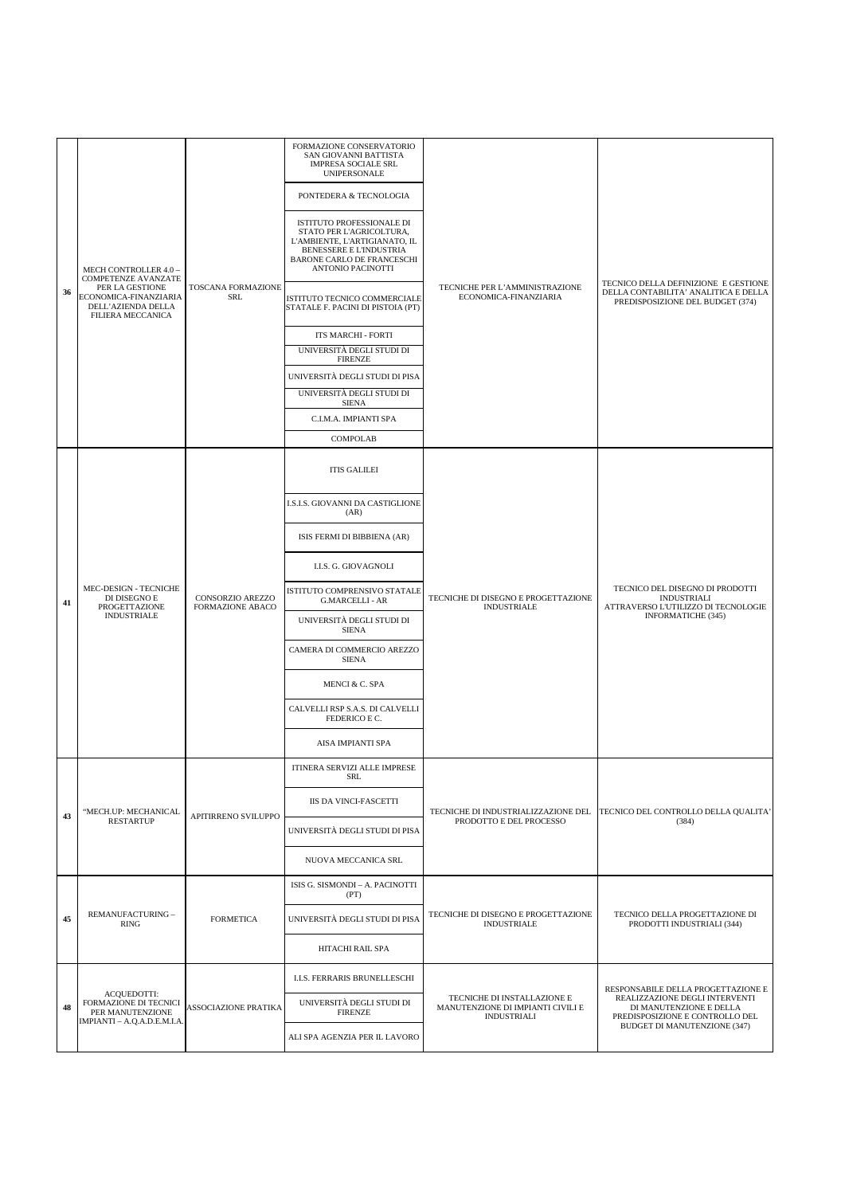| | | | | | |
|---|---|---|---|---|---|
| 36 | MECH CONTROLLER 4.0 – COMPETENZE AVANZATE PER LA GESTIONE ECONOMICA-FINANZIARIA DELL'AZIENDA DELLA FILIERA MECCANICA | TOSCANA FORMAZIONE SRL | FORMAZIONE CONSERVATORIO SAN GIOVANNI BATTISTA IMPRESA SOCIALE SRL UNIPERSONALE | TECNICHE PER L'AMMINISTRAZIONE ECONOMICA-FINANZIARIA | TECNICO DELLA DEFINIZIONE E GESTIONE DELLA CONTABILITA' ANALITICA E DELLA PREDISPOSIZIONE DEL BUDGET (374) |
| | | | PONTEDERA & TECNOLOGIA | | |
| | | | ISTITUTO PROFESSIONALE DI STATO PER L'AGRICOLTURA, L'AMBIENTE, L'ARTIGIANATO, IL BENESSERE E L'INDUSTRIA BARONE CARLO DE FRANCESCHI ANTONIO PACINOTTI | | |
| | | | ISTITUTO TECNICO COMMERCIALE STATALE F. PACINI DI PISTOIA (PT) | | |
| | | | ITS MARCHI - FORTI | | |
| | | | UNIVERSITÀ DEGLI STUDI DI FIRENZE | | |
| | | | UNIVERSITÀ DEGLI STUDI DI PISA | | |
| | | | UNIVERSITÀ DEGLI STUDI DI SIENA | | |
| | | | C.I.M.A. IMPIANTI SPA | | |
| | | | COMPOLAB | | |
| 41 | MEC-DESIGN - TECNICHE DI DISEGNO E PROGETTAZIONE INDUSTRIALE | CONSORZIO AREZZO FORMAZIONE ABACO | ITIS GALILEI | TECNICHE DI DISEGNO E PROGETTAZIONE INDUSTRIALE | TECNICO DEL DISEGNO DI PRODOTTI INDUSTRIALI ATTRAVERSO L'UTILIZZO DI TECNOLOGIE INFORMATICHE (345) |
| | | | I.S.I.S. GIOVANNI DA CASTIGLIONE (AR) | | |
| | | | ISIS FERMI DI BIBBIENA (AR) | | |
| | | | I.I.S. G. GIOVAGNOLI | | |
| | | | ISTITUTO COMPRENSIVO STATALE G.MARCELLI - AR | | |
| | | | UNIVERSITÀ DEGLI STUDI DI SIENA | | |
| | | | CAMERA DI COMMERCIO AREZZO SIENA | | |
| | | | MENCI & C. SPA | | |
| | | | CALVELLI RSP S.A.S. DI CALVELLI FEDERICO E C. | | |
| | | | AISA IMPIANTI SPA | | |
| 43 | "MECH.UP: MECHANICAL RESTARTUP | APITIRRENO SVILUPPO | ITINERA SERVIZI ALLE IMPRESE SRL | TECNICHE DI INDUSTRIALIZZAZIONE DEL PRODOTTO E DEL PROCESSO | TECNICO DEL CONTROLLO DELLA QUALITA' (384) |
| | | | IIS DA VINCI-FASCETTI | | |
| | | | UNIVERSITÀ DEGLI STUDI DI PISA | | |
| | | | NUOVA MECCANICA SRL | | |
| 45 | REMANUFACTURING – RING | FORMETICA | ISIS G. SISMONDI – A. PACINOTTI (PT) | TECNICHE DI DISEGNO E PROGETTAZIONE INDUSTRIALE | TECNICO DELLA PROGETTAZIONE DI PRODOTTI INDUSTRIALI (344) |
| | | | UNIVERSITÀ DEGLI STUDI DI PISA | | |
| | | | HITACHI RAIL SPA | | |
| 48 | ACQUEDOTTI: FORMAZIONE DI TECNICI PER MANUTENZIONE IMPIANTI – A.Q.A.D.E.M.I.A. | ASSOCIAZIONE PRATIKA | I.I.S. FERRARIS BRUNELLESCHI | TECNICHE DI INSTALLAZIONE E MANUTENZIONE DI IMPIANTI CIVILI E INDUSTRIALI | RESPONSABILE DELLA PROGETTAZIONE E REALIZZAZIONE DEGLI INTERVENTI DI MANUTENZIONE E DELLA PREDISPOSIZIONE E CONTROLLO DEL BUDGET DI MANUTENZIONE (347) |
| | | | UNIVERSITÀ DEGLI STUDI DI FIRENZE | | |
| | | | ALI SPA AGENZIA PER IL LAVORO | | |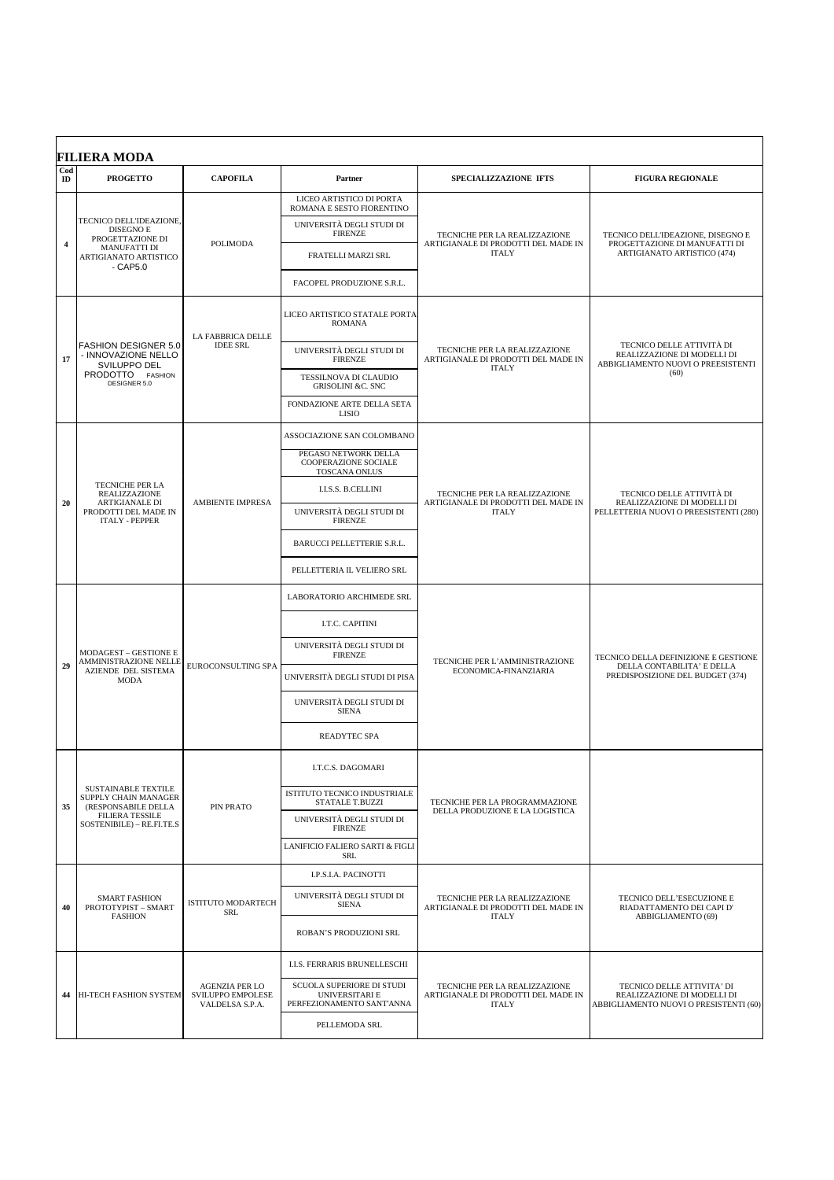## FILIERA MODA

| Cod ID | PROGETTO | CAPOFILA | Partner | SPECIALIZZAZIONE IFTS | FIGURA REGIONALE |
|---|---|---|---|---|---|
| 4 | TECNICO DELL'IDEAZIONE, DISEGNO E PROGETTAZIONE DI MANUFATTI DI ARTIGIANATO ARTISTICO - CAP5.0 | POLIMODA | LICEO ARTISTICO DI PORTA ROMANA E SESTO FIORENTINO<br>UNIVERSITÀ DEGLI STUDI DI FIRENZE<br>FRATELLI MARZI SRL<br>FACOPEL PRODUZIONE S.R.L. | TECNICHE PER LA REALIZZAZIONE ARTIGIANALE DI PRODOTTI DEL MADE IN ITALY | TECNICO DELL'IDEAZIONE, DISEGNO E PROGETTAZIONE DI MANUFATTI DI ARTIGIANATO ARTISTICO (474) |
| 17 | FASHION DESIGNER 5.0 - INNOVAZIONE NELLO SVILUPPO DEL PRODOTTO FASHION DESIGNER 5.0 | LA FABBRICA DELLE IDEE SRL | LICEO ARTISTICO STATALE PORTA ROMANA<br>UNIVERSITÀ DEGLI STUDI DI FIRENZE<br>TESSILNOVA DI CLAUDIO GRISOLINI &C. SNC<br>FONDAZIONE ARTE DELLA SETA LISIO | TECNICHE PER LA REALIZZAZIONE ARTIGIANALE DI PRODOTTI DEL MADE IN ITALY | TECNICO DELLE ATTIVITÀ DI REALIZZAZIONE DI MODELLI DI ABBIGLIAMENTO NUOVI O PREESISTENTI (60) |
| 20 | TECNICHE PER LA REALIZZAZIONE ARTIGIANALE DI PRODOTTI DEL MADE IN ITALY - PEPPER | AMBIENTE IMPRESA | ASSOCIAZIONE SAN COLOMBANO<br>PEGASO NETWORK DELLA COOPERAZIONE SOCIALE TOSCANA ONLUS<br>I.I.S.S. B.CELLINI<br>UNIVERSITÀ DEGLI STUDI DI FIRENZE<br>BARUCCI PELLETTERIE S.R.L.<br>PELLETTERIA IL VELIERO SRL | TECNICHE PER LA REALIZZAZIONE ARTIGIANALE DI PRODOTTI DEL MADE IN ITALY | TECNICO DELLE ATTIVITÀ DI REALIZZAZIONE DI MODELLI DI PELLETTERIA NUOVI O PREESISTENTI (280) |
| 29 | MODAGEST – GESTIONE E AMMINISTRAZIONE NELLE AZIENDE DEL SISTEMA MODA | EUROCONSULTING SPA | LABORATORIO ARCHIMEDE SRL<br>I.T.C. CAPITINI<br>UNIVERSITÀ DEGLI STUDI DI FIRENZE<br>UNIVERSITÀ DEGLI STUDI DI PISA<br>UNIVERSITÀ DEGLI STUDI DI SIENA<br>READYTEC SPA | TECNICHE PER L'AMMINISTRAZIONE ECONOMICA-FINANZIARIA | TECNICO DELLA DEFINIZIONE E GESTIONE DELLA CONTABILITA' E DELLA PREDISPOSIZIONE DEL BUDGET (374) |
| 35 | SUSTAINABLE TEXTILE SUPPLY CHAIN MANAGER (RESPONSABILE DELLA FILIERA TESSILE SOSTENIBILE) – RE.FI.TE.S | PIN PRATO | I.T.C.S. DAGOMARI<br>ISTITUTO TECNICO INDUSTRIALE STATALE T.BUZZI<br>UNIVERSITÀ DEGLI STUDI DI FIRENZE<br>LANIFICIO FALIERO SARTI & FIGLI SRL | TECNICHE PER LA PROGRAMMAZIONE DELLA PRODUZIONE E LA LOGISTICA | |
| 40 | SMART FASHION PROTOTYPIST – SMART FASHION | ISTITUTO MODARTECH SRL | I.P.S.I.A. PACINOTTI<br>UNIVERSITÀ DEGLI STUDI DI SIENA<br>ROBAN'S PRODUZIONI SRL | TECNICHE PER LA REALIZZAZIONE ARTIGIANALE DI PRODOTTI DEL MADE IN ITALY | TECNICO DELL'ESECUZIONE E RIADATTAMENTO DEI CAPI D' ABBIGLIAMENTO (69) |
| 44 | HI-TECH FASHION SYSTEM | AGENZIA PER LO SVILUPPO EMPOLESE VALDELSA S.P.A. | I.I.S. FERRARIS BRUNELLESCHI<br>SCUOLA SUPERIORE DI STUDI UNIVERSITARI E PERFEZIONAMENTO SANT'ANNA<br>PELLEMODA SRL | TECNICHE PER LA REALIZZAZIONE ARTIGIANALE DI PRODOTTI DEL MADE IN ITALY | TECNICO DELLE ATTIVITA' DI REALIZZAZIONE DI MODELLI DI ABBIGLIAMENTO NUOVI O PRESISTENTI (60) |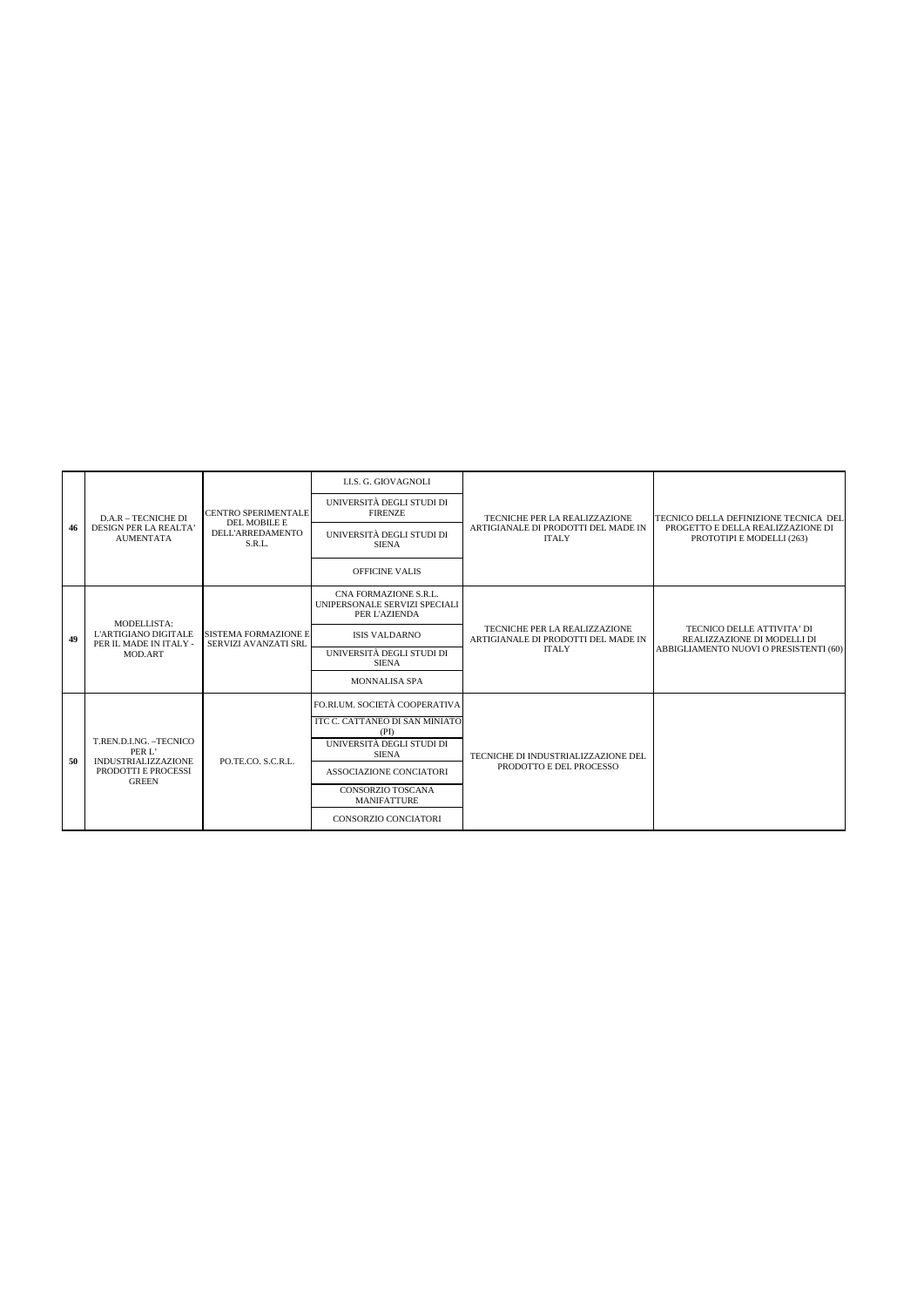| | | | | | |
|---|---|---|---|---|---|
| **46** | D.A.R – TECNICHE DI DESIGN PER LA REALTA' AUMENTATA | CENTRO SPERIMENTALE DEL MOBILE E DELL'ARREDAMENTO S.R.L. | I.I.S. G. GIOVAGNOLI | TECNICHE PER LA REALIZZAZIONE ARTIGIANALE DI PRODOTTI DEL MADE IN ITALY | TECNICO DELLA DEFINIZIONE TECNICA DEL PROGETTO E DELLA REALIZZAZIONE DI PROTOTIPI E MODELLI (263) |
| | | | UNIVERSITÀ DEGLI STUDI DI FIRENZE | | |
| | | | UNIVERSITÀ DEGLI STUDI DI SIENA | | |
| | | | OFFICINE VALIS | | |
| **49** | MODELLISTA: L'ARTIGIANO DIGITALE PER IL MADE IN ITALY - MOD.ART | SISTEMA FORMAZIONE E SERVIZI AVANZATI SRL | CNA FORMAZIONE S.R.L. UNIPERSONALE SERVIZI SPECIALI PER L'AZIENDA | TECNICHE PER LA REALIZZAZIONE ARTIGIANALE DI PRODOTTI DEL MADE IN ITALY | TECNICO DELLE ATTIVITA' DI REALIZZAZIONE DI MODELLI DI ABBIGLIAMENTO NUOVI O PRESISTENTI (60) |
| | | | ISIS VALDARNO | | |
| | | | UNIVERSITÀ DEGLI STUDI DI SIENA | | |
| | | | MONNALISA SPA | | |
| **50** | T.REN.D.I.NG. –TECNICO PER L' INDUSTRIALIZZAZIONE PRODOTTI E PROCESSI GREEN | PO.TE.CO. S.C.R.L. | FO.RI.UM. SOCIETÀ COOPERATIVA | TECNICHE DI INDUSTRIALIZZAZIONE DEL PRODOTTO E DEL PROCESSO | |
| | | | ITC C. CATTANEO DI SAN MINIATO (PI) | | |
| | | | UNIVERSITÀ DEGLI STUDI DI SIENA | | |
| | | | ASSOCIAZIONE CONCIATORI | | |
| | | | CONSORZIO TOSCANA MANIFATTURE | | |
| | | | CONSORZIO CONCIATORI | | |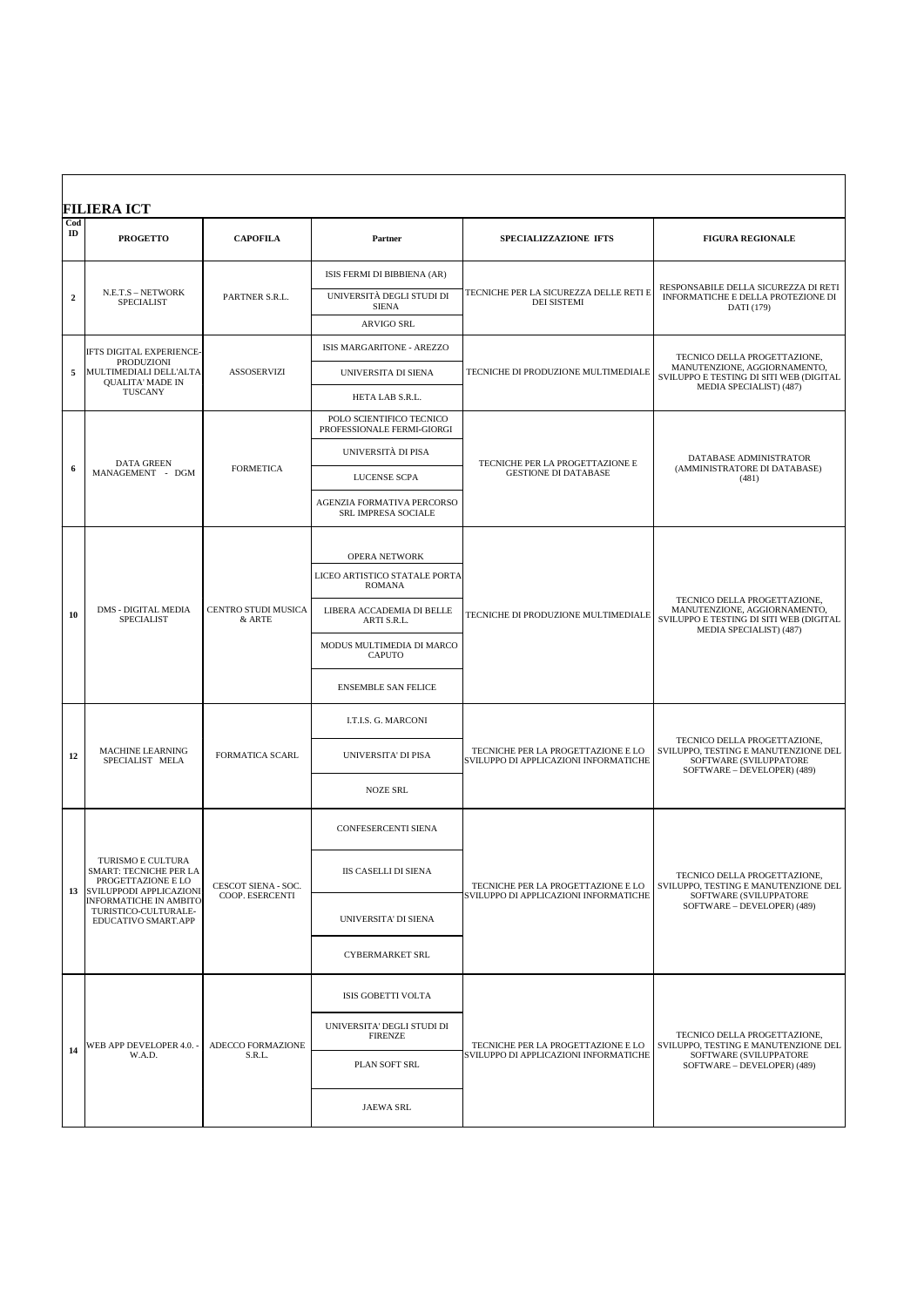## FILIERA ICT

| Cod ID | PROGETTO | CAPOFILA | Partner | SPECIALIZZAZIONE IFTS | FIGURA REGIONALE |
|---|---|---|---|---|---|
| 2 | N.E.T.S – NETWORK SPECIALIST | PARTNER S.R.L. | ISIS FERMI DI BIBBIENA (AR)<br>UNIVERSITÀ DEGLI STUDI DI SIENA<br>ARVIGO SRL | TECNICHE PER LA SICUREZZA DELLE RETI E DEI SISTEMI | RESPONSABILE DELLA SICUREZZA DI RETI INFORMATICHE E DELLA PROTEZIONE DI DATI (179) |
| 5 | IFTS DIGITAL EXPERIENCE- PRODUZIONI MULTIMEDIALI DELL'ALTA QUALITA' MADE IN TUSCANY | ASSOSERVIZI | ISIS MARGARITONE - AREZZO<br>UNIVERSITA DI SIENA<br>HETA LAB S.R.L. | TECNICHE DI PRODUZIONE MULTIMEDIALE | TECNICO DELLA PROGETTAZIONE, MANUTENZIONE, AGGIORNAMENTO, SVILUPPO E TESTING DI SITI WEB (DIGITAL MEDIA SPECIALIST) (487) |
| 6 | DATA GREEN MANAGEMENT - DGM | FORMETICA | POLO SCIENTIFICO TECNICO PROFESSIONALE FERMI-GIORGI<br>UNIVERSITÀ DI PISA<br>LUCENSE SCPA<br>AGENZIA FORMATIVA PERCORSO SRL IMPRESA SOCIALE | TECNICHE PER LA PROGETTAZIONE E GESTIONE DI DATABASE | DATABASE ADMINISTRATOR (AMMINISTRATORE DI DATABASE) (481) |
| 10 | DMS - DIGITAL MEDIA SPECIALIST | CENTRO STUDI MUSICA & ARTE | OPERA NETWORK<br>LICEO ARTISTICO STATALE PORTA ROMANA<br>LIBERA ACCADEMIA DI BELLE ARTI S.R.L.<br>MODUS MULTIMEDIA DI MARCO CAPUTO<br>ENSEMBLE SAN FELICE | TECNICHE DI PRODUZIONE MULTIMEDIALE | TECNICO DELLA PROGETTAZIONE, MANUTENZIONE, AGGIORNAMENTO, SVILUPPO E TESTING DI SITI WEB (DIGITAL MEDIA SPECIALIST) (487) |
| 12 | MACHINE LEARNING SPECIALIST MELA | FORMATICA SCARL | I.T.I.S. G. MARCONI<br>UNIVERSITA' DI PISA<br>NOZE SRL | TECNICHE PER LA PROGETTAZIONE E LO SVILUPPO DI APPLICAZIONI INFORMATICHE | TECNICO DELLA PROGETTAZIONE, SVILUPPO, TESTING E MANUTENZIONE DEL SOFTWARE (SVILUPPATORE SOFTWARE – DEVELOPER) (489) |
| 13 | TURISMO E CULTURA SMART: TECNICHE PER LA PROGETTAZIONE E LO SVILUPPODI APPLICAZIONI INFORMATICHE IN AMBITO TURISTICO-CULTURALE-EDUCATIVO SMART.APP | CESCOT SIENA - SOC. COOP. ESERCENTI | CONFESERCENTI SIENA<br>IIS CASELLI DI SIENA<br>UNIVERSITA' DI SIENA<br>CYBERMARKET SRL | TECNICHE PER LA PROGETTAZIONE E LO SVILUPPO DI APPLICAZIONI INFORMATICHE | TECNICO DELLA PROGETTAZIONE, SVILUPPO, TESTING E MANUTENZIONE DEL SOFTWARE (SVILUPPATORE SOFTWARE – DEVELOPER) (489) |
| 14 | WEB APP DEVELOPER 4.0. - W.A.D. | ADECCO FORMAZIONE S.R.L. | ISIS GOBETTI VOLTA<br>UNIVERSITA' DEGLI STUDI DI FIRENZE<br>PLAN SOFT SRL<br>JAEWA SRL | TECNICHE PER LA PROGETTAZIONE E LO SVILUPPO DI APPLICAZIONI INFORMATICHE | TECNICO DELLA PROGETTAZIONE, SVILUPPO, TESTING E MANUTENZIONE DEL SOFTWARE (SVILUPPATORE SOFTWARE – DEVELOPER) (489) |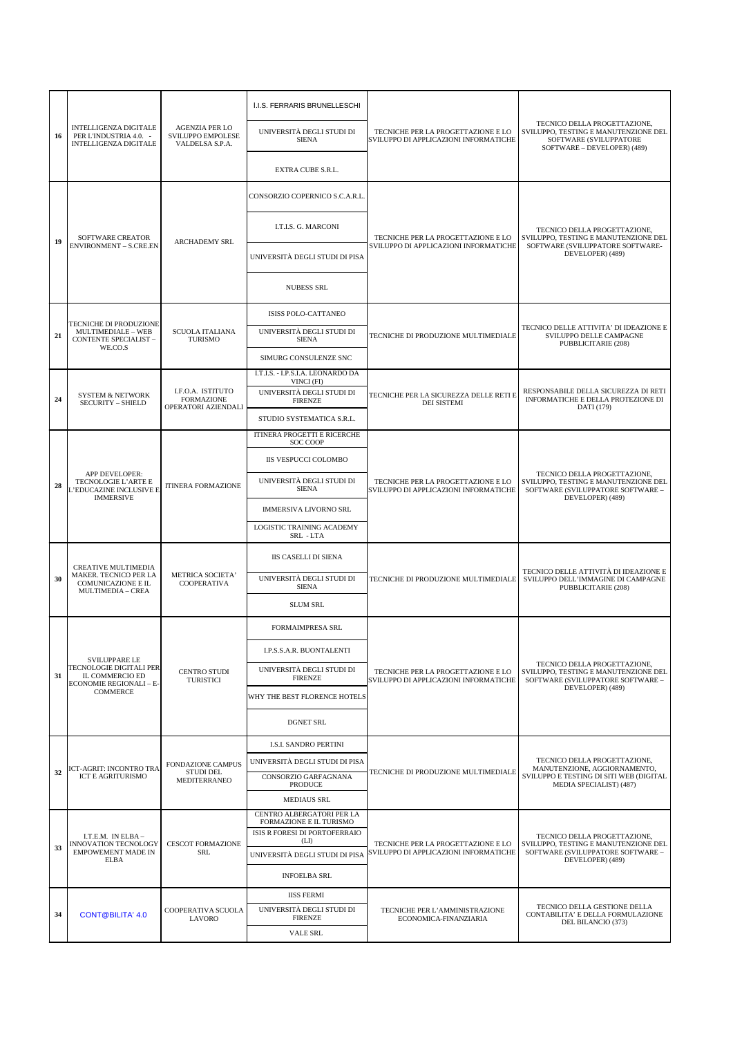| | | | | | |
|---|---|---|---|---|---|
| 16 | INTELLIGENZA DIGITALE PER L'INDUSTRIA 4.0. - INTELLIGENZA DIGITALE | AGENZIA PER LO SVILUPPO EMPOLESE VALDELSA S.P.A. | I.I.S. FERRARIS BRUNELLESCHI<br>UNIVERSITÀ DEGLI STUDI DI SIENA<br>EXTRA CUBE S.R.L. | TECNICHE PER LA PROGETTAZIONE E LO SVILUPPO DI APPLICAZIONI INFORMATICHE | TECNICO DELLA PROGETTAZIONE, SVILUPPO, TESTING E MANUTENZIONE DEL SOFTWARE (SVILUPPATORE SOFTWARE – DEVELOPER) (489) |
| 19 | SOFTWARE CREATOR ENVIRONMENT – S.CRE.EN | ARCHADEMY SRL | CONSORZIO COPERNICO S.C.A.R.L.<br>I.T.I.S. G. MARCONI<br>UNIVERSITÀ DEGLI STUDI DI PISA<br>NUBESS SRL | TECNICHE PER LA PROGETTAZIONE E LO SVILUPPO DI APPLICAZIONI INFORMATICHE | TECNICO DELLA PROGETTAZIONE, SVILUPPO, TESTING E MANUTENZIONE DEL SOFTWARE (SVILUPPATORE SOFTWARE-DEVELOPER) (489) |
| 21 | TECNICHE DI PRODUZIONE MULTIMEDIALE – WEB CONTENTE SPECIALIST – WE.CO.S | SCUOLA ITALIANA TURISMO | ISISS POLO-CATTANEO<br>UNIVERSITÀ DEGLI STUDI DI SIENA<br>SIMURG CONSULENZE SNC | TECNICHE DI PRODUZIONE MULTIMEDIALE | TECNICO DELLE ATTIVITA' DI IDEAZIONE E SVILUPPO DELLE CAMPAGNE PUBBLICITARIE (208) |
| 24 | SYSTEM & NETWORK SECURITY – SHIELD | I.F.O.A. ISTITUTO FORMAZIONE OPERATORI AZIENDALI | I.T.I.S. - I.P.S.I.A. LEONARDO DA VINCI (FI)<br>UNIVERSITÀ DEGLI STUDI DI FIRENZE<br>STUDIO SYSTEMATICA S.R.L. | TECNICHE PER LA SICUREZZA DELLE RETI E DEI SISTEMI | RESPONSABILE DELLA SICUREZZA DI RETI INFORMATICHE E DELLA PROTEZIONE DI DATI (179) |
| 28 | APP DEVELOPER: TECNOLOGIE L'ARTE E L'EDUCAZINE INCLUSIVE E IMMERSIVE | ITINERA FORMAZIONE | ITINERA PROGETTI E RICERCHE SOC COOP<br>IIS VESPUCCI COLOMBO<br>UNIVERSITÀ DEGLI STUDI DI SIENA<br>IMMERSIVA LIVORNO SRL<br>LOGISTIC TRAINING ACADEMY SRL - LTA | TECNICHE PER LA PROGETTAZIONE E LO SVILUPPO DI APPLICAZIONI INFORMATICHE | TECNICO DELLA PROGETTAZIONE, SVILUPPO, TESTING E MANUTENZIONE DEL SOFTWARE (SVILUPPATORE SOFTWARE – DEVELOPER) (489) |
| 30 | CREATIVE MULTIMEDIA MAKER. TECNICO PER LA COMUNICAZIONE E IL MULTIMEDIA – CREA | METRICA SOCIETA' COOPERATIVA | IIS CASELLI DI SIENA<br>UNIVERSITÀ DEGLI STUDI DI SIENA<br>SLUM SRL | TECNICHE DI PRODUZIONE MULTIMEDIALE | TECNICO DELLE ATTIVITÀ DI IDEAZIONE E SVILUPPO DELL'IMMAGINE DI CAMPAGNE PUBBLICITARIE (208) |
| 31 | SVILUPPARE LE TECNOLOGIE DIGITALI PER IL COMMERCIO ED ECONOMIE REGIONALI – E-COMMERCE | CENTRO STUDI TURISTICI | FORMAIMPRESA SRL<br>I.P.S.S.A.R. BUONTALENTI<br>UNIVERSITÀ DEGLI STUDI DI FIRENZE<br>WHY THE BEST FLORENCE HOTELS<br>DGNET SRL | TECNICHE PER LA PROGETTAZIONE E LO SVILUPPO DI APPLICAZIONI INFORMATICHE | TECNICO DELLA PROGETTAZIONE, SVILUPPO, TESTING E MANUTENZIONE DEL SOFTWARE (SVILUPPATORE SOFTWARE – DEVELOPER) (489) |
| 32 | ICT-AGRIT: INCONTRO TRA ICT E AGRITURISMO | FONDAZIONE CAMPUS STUDI DEL MEDITERRANEO | I.S.I. SANDRO PERTINI<br>UNIVERSITÀ DEGLI STUDI DI PISA<br>CONSORZIO GARFAGNANA PRODUCE<br>MEDIAUS SRL | TECNICHE DI PRODUZIONE MULTIMEDIALE | TECNICO DELLA PROGETTAZIONE, MANUTENZIONE, AGGIORNAMENTO, SVILUPPO E TESTING DI SITI WEB (DIGITAL MEDIA SPECIALIST) (487) |
| 33 | I.T.E.M. IN ELBA – INNOVATION TECNOLOGY EMPOWEMENT MADE IN ELBA | CESCOT FORMAZIONE SRL | CENTRO ALBERGATORI PER LA FORMAZIONE E IL TURISMO<br>ISIS R FORESI DI PORTOFERRAIO (LI)<br>UNIVERSITÀ DEGLI STUDI DI PISA<br>INFOELBA SRL | TECNICHE PER LA PROGETTAZIONE E LO SVILUPPO DI APPLICAZIONI INFORMATICHE | TECNICO DELLA PROGETTAZIONE, SVILUPPO, TESTING E MANUTENZIONE DEL SOFTWARE (SVILUPPATORE SOFTWARE – DEVELOPER) (489) |
| 34 | CONT@BILITA' 4.0 | COOPERATIVA SCUOLA LAVORO | IISS FERMI<br>UNIVERSITÀ DEGLI STUDI DI FIRENZE<br>VALE SRL | TECNICHE PER L'AMMINISTRAZIONE ECONOMICA-FINANZIARIA | TECNICO DELLA GESTIONE DELLA CONTABILITA' E DELLA FORMULAZIONE DEL BILANCIO (373) |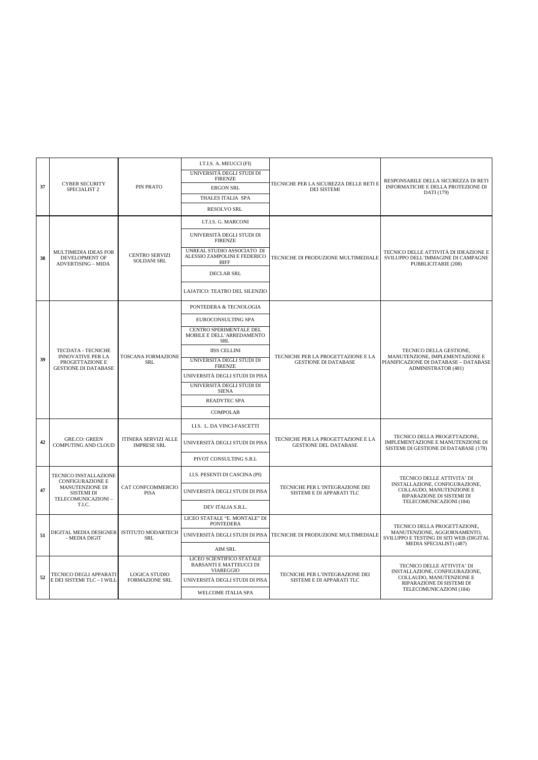| | | | | | |
|---|---|---|---|---|---|
| 37 | CYBER SECURITY SPECIALIST 2 | PIN PRATO | I.T.I.S. A. MEUCCI (FI)<br>UNIVERSITÀ DEGLI STUDI DI FIRENZE<br>ERGON SRL<br>THALES ITALIA SPA<br>RESOLVO SRL | TECNICHE PER LA SICUREZZA DELLE RETI E DEI SISTEMI | RESPONSABILE DELLA SICUREZZA DI RETI INFORMATICHE E DELLA PROTEZIONE DI DATI (179) |
| 38 | MULTIMEDIA IDEAS FOR DEVELOPMENT OF ADVERTISING – MIDA | CENTRO SERVIZI SOLDANI SRL | I.T.I.S. G. MARCONI<br>UNIVERSITÀ DEGLI STUDI DI FIRENZE<br>UNREAL STUDIO ASSOCIATO DI ALESSIO ZAMPOLINI E FEDERICO BIFF<br>DECLAR SRL<br>LAJATICO: TEATRO DEL SILENZIO | TECNICHE DI PRODUZIONE MULTIMEDIALE | TECNICO DELLE ATTIVITÀ DI IDEAZIONE E SVILUPPO DELL'IMMAGINE DI CAMPAGNE PUBBLICITARIE (208) |
| 39 | TECDATA - TECNICHE INNOVATIVE PER LA PROGETTAZIONE E GESTIONE DI DATABASE | TOSCANA FORMAZIONE SRL | PONTEDERA & TECNOLOGIA<br>EUROCONSULTING SPA<br>CENTRO SPERIMENTALE DEL MOBILE E DELL'ARREDAMENTO SRL<br>IISS CELLINI<br>UNIVERSITÀ DEGLI STUDI DI FIRENZE<br>UNIVERSITÀ DEGLI STUDI DI PISA<br>UNIVERSITÀ DEGLI STUDI DI SIENA<br>READYTEC SPA<br>COMPOLAB | TECNICHE PER LA PROGETTAZIONE E LA GESTIONE DI DATABASE | TECNICO DELLA GESTIONE, MANUTENZIONE, IMPLEMENTAZIONE E PIANIFICAZIONE DI DATABASE – DATABASE ADMINISTRATOR (481) |
| 42 | GRE.CO: GREEN COMPUTING AND CLOUD | ITINERA SERVIZI ALLE IMPRESE SRL | I.I.S. L. DA VINCI-FASCETTI<br>UNIVERSITÀ DEGLI STUDI DI PISA<br>PIVOT CONSULTING S.R.L | TECNICHE PER LA PROGETTAZIONE E LA GESTIONE DEL DATABASE | TECNICO DELLA PROGETTAZIONE, IMPLEMENTAZIONE E MANUTENZIONE DI SISTEMI DI GESTIONE DI DATABASE (178) |
| 47 | TECNICO INSTALLAZIONE CONFIGURAZIONE E MANUTENZIONE DI SISTEMI DI TELECOMUNICAZIONI – T.I.C. | CAT CONFCOMMERCIO PISA | I.I.S. PESENTI DI CASCINA (PI)<br>UNIVERSITÀ DEGLI STUDI DI PISA<br>DEV ITALIA S.R.L. | TECNICHE PER L'INTEGRAZIONE DEI SISTEMI E DI APPARATI TLC | TECNICO DELLE ATTIVITA' DI INSTALLAZIONE, CONFIGURAZIONE, COLLAUDO, MANUTENZIONE E RIPARAZIONE DI SISTEMI DI TELECOMUNICAZIONI (184) |
| 51 | DIGITAL MEDIA DESIGNER - MEDIA DIGIT | ISTITUTO MODARTECH SRL | LICEO STATALE "E. MONTALE" DI PONTEDERA<br>UNIVERSITÀ DEGLI STUDI DI PISA<br>AIM SRL | TECNICHE DI PRODUZIONE MULTIMEDIALE | TECNICO DELLA PROGETTAZIONE, MANUTENZIONE, AGGIORNAMENTO, SVILUPPO E TESTING DI SITI WEB (DIGITAL MEDIA SPECIALIST) (487) |
| 52 | TECNICO DEGLI APPARATI E DEI SISTEMI TLC – I WILL | LOGICA STUDIO FORMAZIONE SRL | LICEO SCIENTIFICO STATALE BARSANTI E MATTEUCCI DI VIAREGGIO<br>UNIVERSITÀ DEGLI STUDI DI PISA<br>WELCOME ITALIA SPA | TECNICHE PER L'INTEGRAZIONE DEI SISTEMI E DI APPARATI TLC | TECNICO DELLE ATTIVITA' DI INSTALLAZIONE, CONFIGURAZIONE, COLLAUDO, MANUTENZIONE E RIPARAZIONE DI SISTEMI DI TELECOMUNICAZIONI (184) |